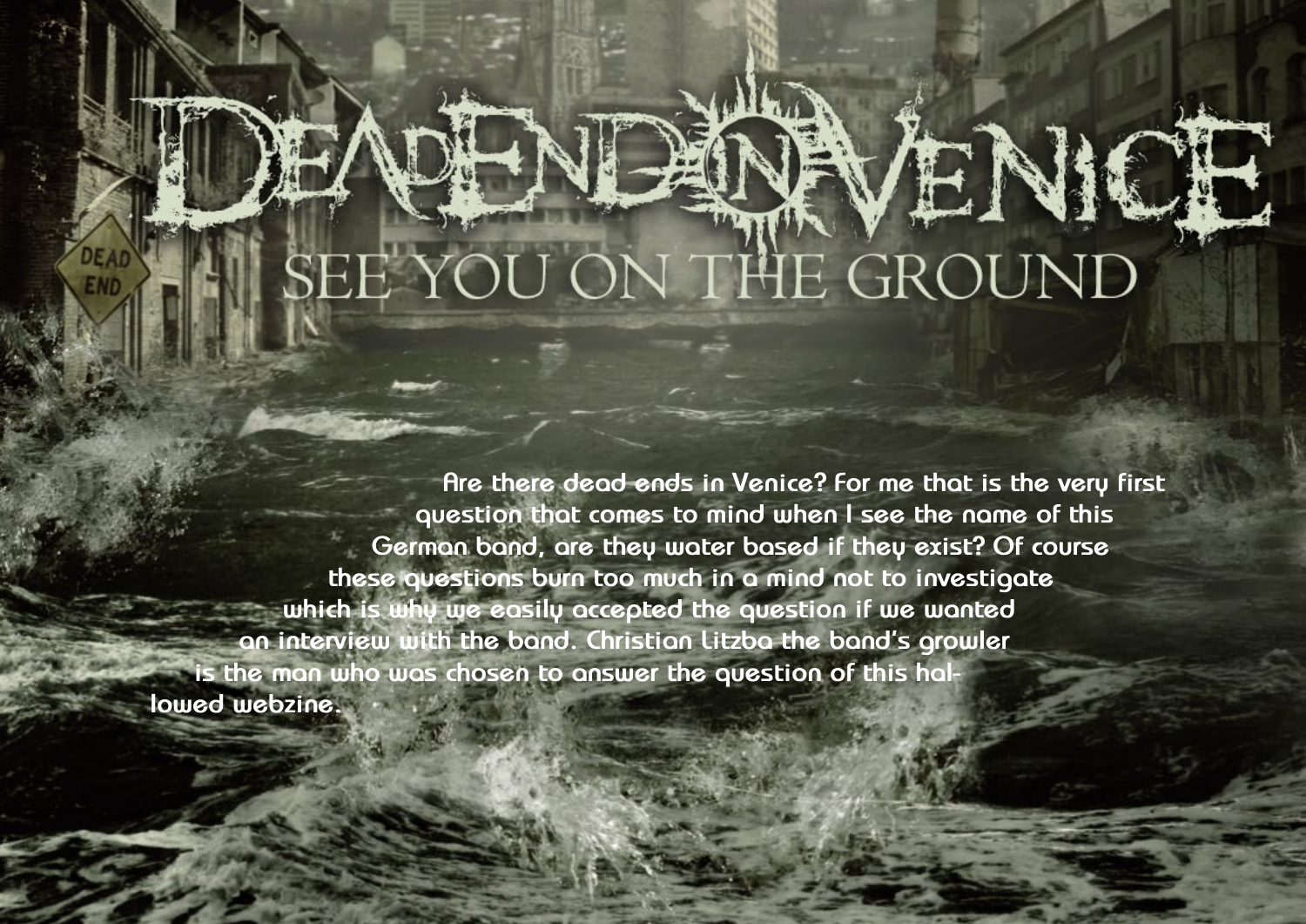# Dead End in Venice

## SEE YOU ON THE GROUND

Are there dead ends in Venice? For me that is the very first question that comes to mind when I see the name of this German band, are they water based if they exist? Of course these questions burn too much in a mind not to investigate which is why we easily accepted the question if we wanted an interview with the band. Christian Litzba the band's growler is the man who was chosen to answer the question of this hallowed webzine.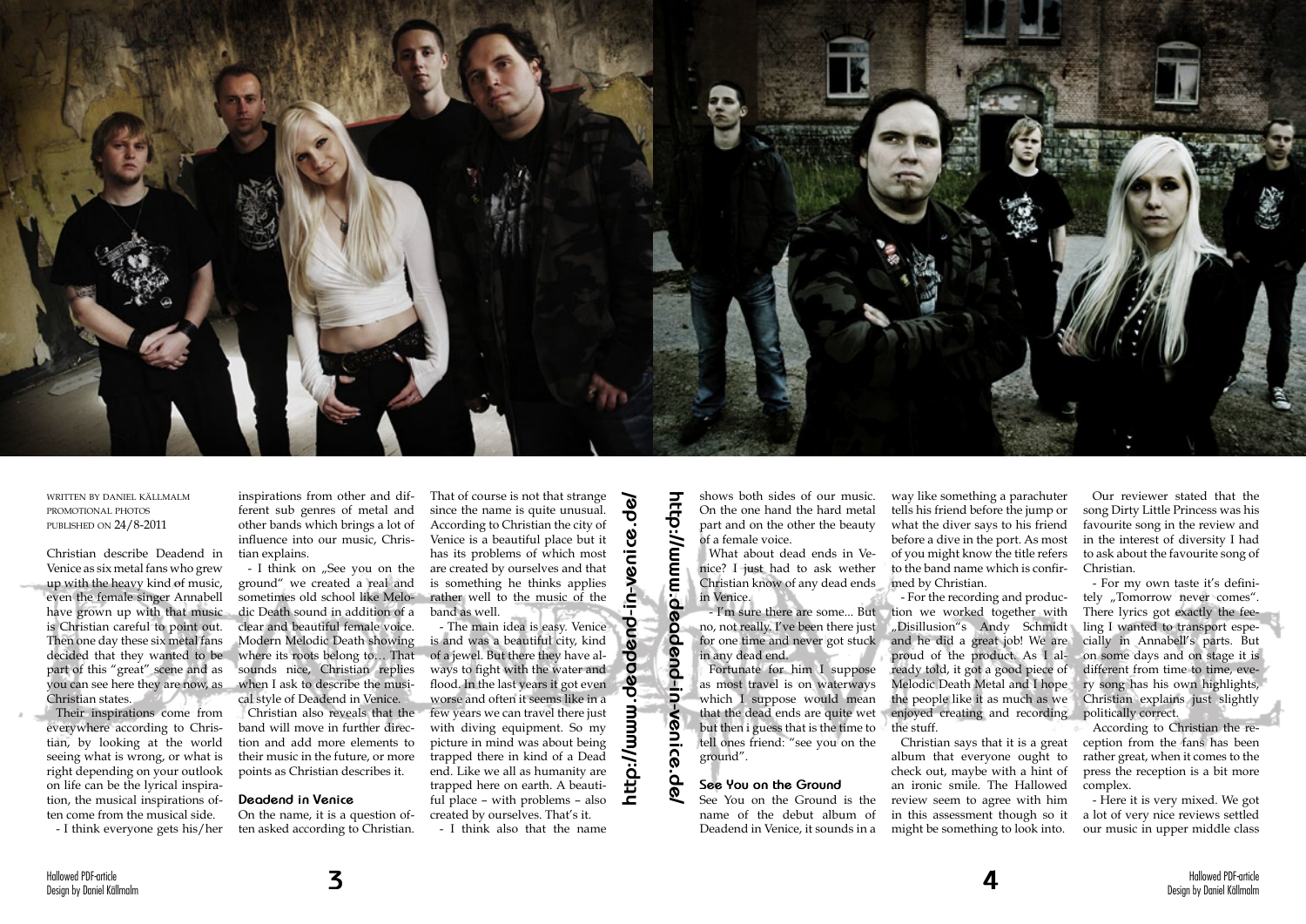WRITTEN BY DANIEL KÄLLMALM
PROMOTIONAL PHOTOS
PUBLISHED ON 24/8-2011

Christian describe Deadend in Venice as six metal fans who grew up with the heavy kind of music, even the female singer Annabell have grown up with that music is Christian careful to point out. Then one day these six metal fans decided that they wanted to be part of this "great" scene and as you can see here they are now, as Christian states.

Their inspirations come from everywhere according to Christian, by looking at the world seeing what is wrong, or what is right depending on your outlook on life can be the lyrical inspiration, the musical inspirations often come from the musical side.

- I think everyone gets his/her inspirations from other and different sub genres of metal and other bands which brings a lot of influence into our music, Christian explains.

- I think on „See you on the ground" we created a real and sometimes old school like Melodic Death sound in addition of a clear and beautiful female voice. Modern Melodic Death showing where its roots belong to… That sounds nice, Christian replies when I ask to describe the musical style of Deadend in Venice.

Christian also reveals that the band will move in further direction and add more elements to their music in the future, or more points as Christian describes it.

### Deadend in Venice

On the name, it is a question often asked according to Christian. That of course is not that strange since the name is quite unusual. According to Christian the city of Venice is a beautiful place but it has its problems of which most are created by ourselves and that is something he thinks applies rather well to the music of the band as well.

- The main idea is easy. Venice is and was a beautiful city, kind of a jewel. But there they have always to fight with the water and flood. In the last years it got even worse and often it seems like in a few years we can travel there just with diving equipment. So my picture in mind was about being trapped there in kind of a Dead end. Like we all as humanity are trapped here on earth. A beautiful place – with problems – also created by ourselves. That's it.

- I think also that the name shows both sides of our music. On the one hand the hard metal part and on the other the beauty of a female voice.

What about dead ends in Venice? I just had to ask wether Christian know of any dead ends in Venice.

- I'm sure there are some... But no, not really. I've been there just for one time and never got stuck in any dead end.

Fortunate for him I suppose as most travel is on waterways which I suppose would mean that the dead ends are quite wet but then i guess that is the time to tell ones friend: "see you on the ground".

http://www.deadend-in-venice.de/

### See You on the Ground

See You on the Ground is the name of the debut album of Deadend in Venice, it sounds in a way like something a parachuter tells his friend before the jump or what the diver says to his friend before a dive in the port. As most of you might know the title refers to the band name which is confirmed by Christian.

- For the recording and production we worked together with „Disillusion"s Andy Schmidt and he did a great job! We are proud of the product. As I already told, it got a good piece of Melodic Death Metal and I hope the people like it as much as we enjoyed creating and recording the stuff.

Christian says that it is a great album that everyone ought to check out, maybe with a hint of an ironic smile. The Hallowed review seem to agree with him in this assessment though so it might be something to look into.

Our reviewer stated that the song Dirty Little Princess was his favourite song in the review and in the interest of diversity I had to ask about the favourite song of Christian.

- For my own taste it's definitely „Tomorrow never comes". There lyrics got exactly the feeling I wanted to transport especially in Annabell's parts. But on some days and on stage it is different from time to time, every song has his own highlights, Christian explains just slightly politically correct.

According to Christian the reception from the fans has been rather great, when it comes to the press the reception is a bit more complex.

- Here it is very mixed. We got a lot of very nice reviews settled our music in upper middle class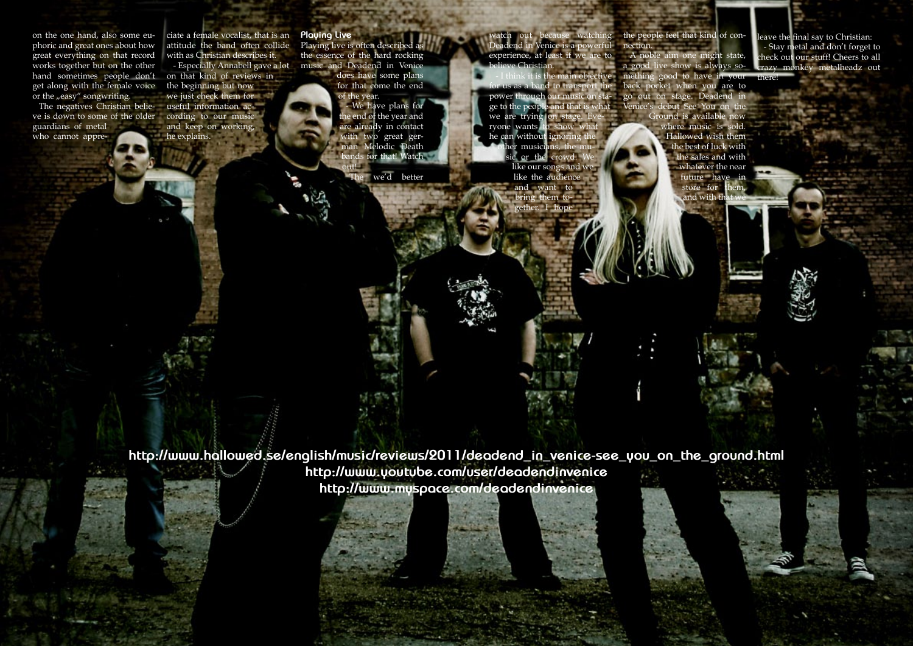on the one hand, also some euphoric and great ones about how great everything on that record works together but on the other hand sometimes people don't get along with the female voice or the „easy" songwriting.

The negatives Christian believe is down to some of the older guardians of metal who cannot appreciate a female vocalist, that is an attitude the band often collide with as Christian describes it.

- Especially Annabell gave a lot on that kind of reviews in the beginning but now we just check them for useful information according to our music and keep on working, he explains.

### Playing Live

Playing live is often described as the essence of the hard rocking music and Deadend in Venice does have some plans for that come the end of the year.

- We have plans for the end of the year and are already in contact with two great german Melodic Death bands for that! Watch out!

The we'd better watch out because watching Deadend in Venice is a powerful experience, at least if we are to believe Christian.

- I think it is the main objective for us as a band to transport the power through our music on stage to the people and that is what we are trying on stage. Everyone wants to show what he can without ignoring the other musicians, the music or the crowd. We like our songs and we like the audience and want to bring them together. I hope the people feel that kind of connection.

A noble aim one might state, a good live show is always something good to have in your back pocket when you are to go out on stage. Deadend in Venice's debut See You on the Ground is available now where music is sold. Hallowed wish them the best of luck with the sales and with whatever the near future have in store for them, and with that we leave the final say to Christian:

- Stay metal and don't forget to check out our stuff! Cheers to all crazy monkey metalheadz out there!

http://www.hallowed.se/english/music/reviews/2011/deadend_in_venice-see_you_on_the_ground.html
http://www.youtube.com/user/deadendinvenice
http://www.myspace.com/deadendinvenice